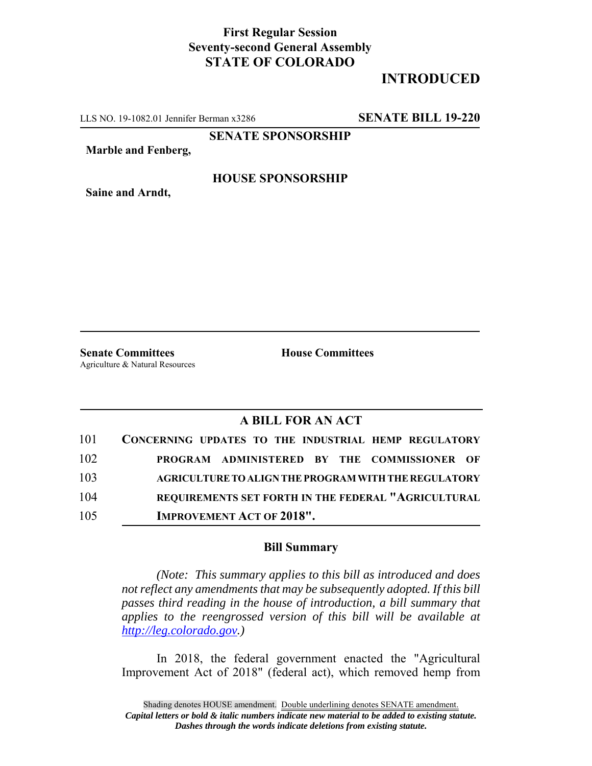**First Regular Session**
**Seventy-second General Assembly**
**STATE OF COLORADO**

# INTRODUCED

LLS NO. 19-1082.01 Jennifer Berman x3286 **SENATE BILL 19-220**

**SENATE SPONSORSHIP**

**Marble and Fenberg,**

**HOUSE SPONSORSHIP**

**Saine and Arndt,**

**Senate Committees**
Agriculture & Natural Resources

**House Committees**

## A BILL FOR AN ACT

101 **CONCERNING UPDATES TO THE INDUSTRIAL HEMP REGULATORY**
102 **PROGRAM ADMINISTERED BY THE COMMISSIONER OF**
103 **AGRICULTURE TO ALIGN THE PROGRAM WITH THE REGULATORY**
104 **REQUIREMENTS SET FORTH IN THE FEDERAL "AGRICULTURAL**
105 **IMPROVEMENT ACT OF 2018".**

### Bill Summary

*(Note: This summary applies to this bill as introduced and does not reflect any amendments that may be subsequently adopted. If this bill passes third reading in the house of introduction, a bill summary that applies to the reengrossed version of this bill will be available at http://leg.colorado.gov.)*

In 2018, the federal government enacted the "Agricultural Improvement Act of 2018" (federal act), which removed hemp from

Shading denotes HOUSE amendment. Double underlining denotes SENATE amendment.
***Capital letters or bold & italic numbers indicate new material to be added to existing statute.***
***Dashes through the words indicate deletions from existing statute.***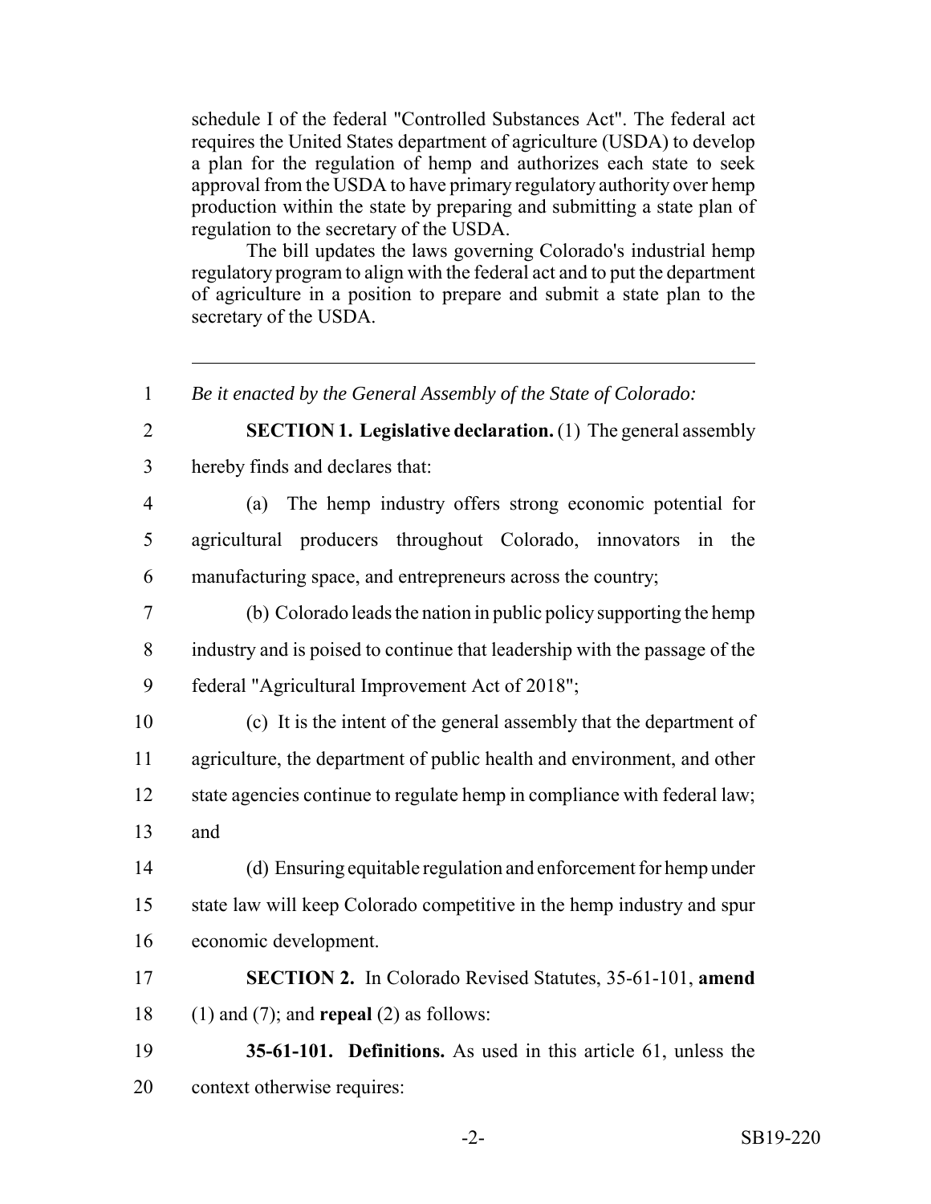schedule I of the federal "Controlled Substances Act". The federal act requires the United States department of agriculture (USDA) to develop a plan for the regulation of hemp and authorizes each state to seek approval from the USDA to have primary regulatory authority over hemp production within the state by preparing and submitting a state plan of regulation to the secretary of the USDA.

The bill updates the laws governing Colorado's industrial hemp regulatory program to align with the federal act and to put the department of agriculture in a position to prepare and submit a state plan to the secretary of the USDA.

---

1 *Be it enacted by the General Assembly of the State of Colorado:*

2 **SECTION 1. Legislative declaration.** (1) The general assembly
3 hereby finds and declares that:

4 (a) The hemp industry offers strong economic potential for
5 agricultural producers throughout Colorado, innovators in the
6 manufacturing space, and entrepreneurs across the country;

7 (b) Colorado leads the nation in public policy supporting the hemp
8 industry and is poised to continue that leadership with the passage of the
9 federal "Agricultural Improvement Act of 2018";

10 (c) It is the intent of the general assembly that the department of
11 agriculture, the department of public health and environment, and other
12 state agencies continue to regulate hemp in compliance with federal law;
13 and

14 (d) Ensuring equitable regulation and enforcement for hemp under
15 state law will keep Colorado competitive in the hemp industry and spur
16 economic development.

17 **SECTION 2.** In Colorado Revised Statutes, 35-61-101, **amend**
18 (1) and (7); and **repeal** (2) as follows:

19 **35-61-101. Definitions.** As used in this article 61, unless the
20 context otherwise requires: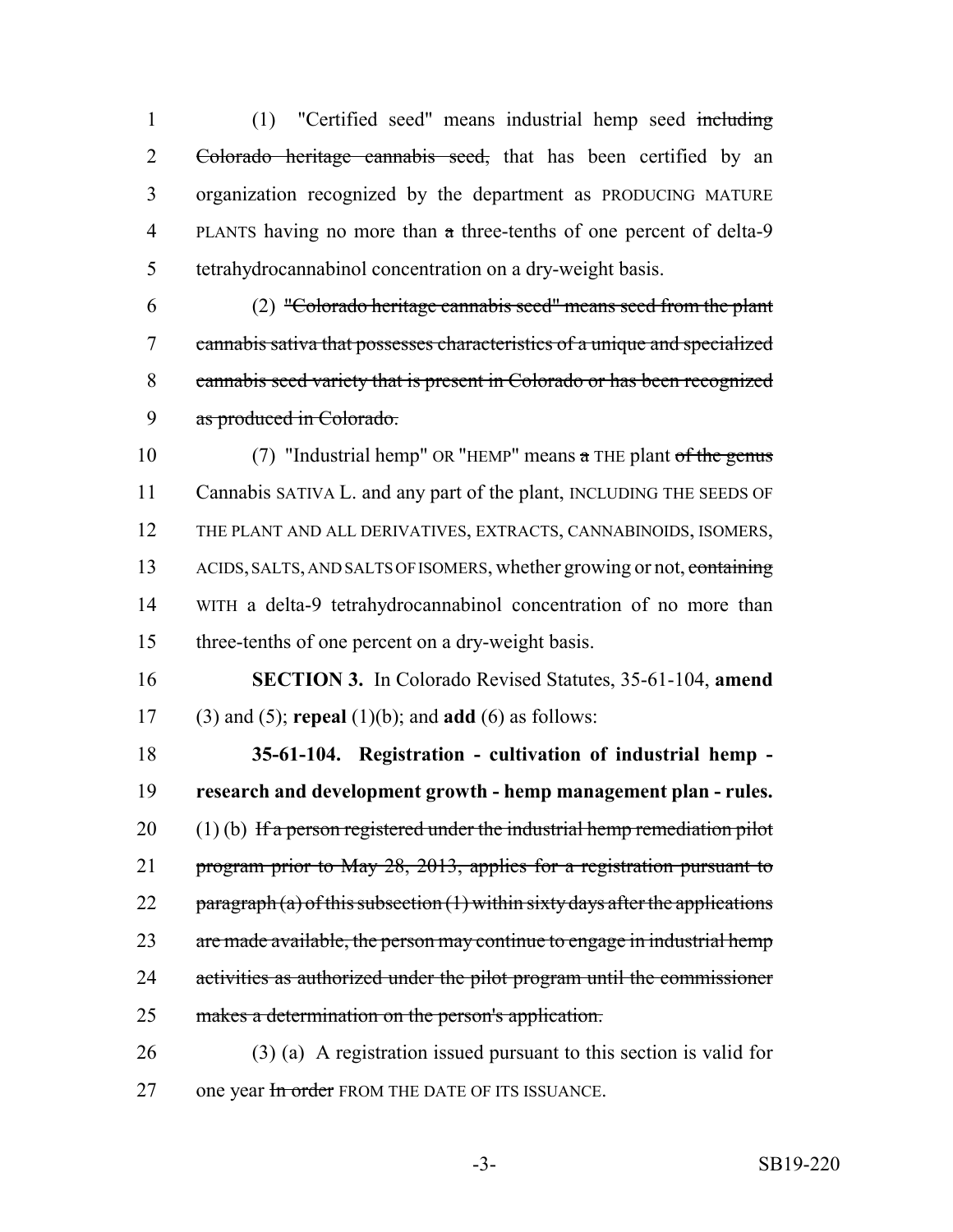(1) "Certified seed" means industrial hemp seed ~~including Colorado heritage cannabis seed,~~ that has been certified by an organization recognized by the department as PRODUCING MATURE PLANTS having no more than ~~a~~ three-tenths of one percent of delta-9 tetrahydrocannabinol concentration on a dry-weight basis.

(2) ~~"Colorado heritage cannabis seed" means seed from the plant cannabis sativa that possesses characteristics of a unique and specialized cannabis seed variety that is present in Colorado or has been recognized as produced in Colorado.~~

(7) "Industrial hemp" OR "HEMP" means ~~a~~ THE plant ~~of the genus~~ Cannabis SATIVA L. and any part of the plant, INCLUDING THE SEEDS OF THE PLANT AND ALL DERIVATIVES, EXTRACTS, CANNABINOIDS, ISOMERS, ACIDS, SALTS, AND SALTS OF ISOMERS, whether growing or not, ~~containing~~ WITH a delta-9 tetrahydrocannabinol concentration of no more than three-tenths of one percent on a dry-weight basis.

**SECTION 3.** In Colorado Revised Statutes, 35-61-104, **amend** (3) and (5); **repeal** (1)(b); and **add** (6) as follows:

**35-61-104. Registration - cultivation of industrial hemp - research and development growth - hemp management plan - rules.** (1) (b) ~~If a person registered under the industrial hemp remediation pilot program prior to May 28, 2013, applies for a registration pursuant to paragraph (a) of this subsection (1) within sixty days after the applications are made available, the person may continue to engage in industrial hemp activities as authorized under the pilot program until the commissioner makes a determination on the person's application.~~

(3) (a) A registration issued pursuant to this section is valid for one year ~~In order~~ FROM THE DATE OF ITS ISSUANCE.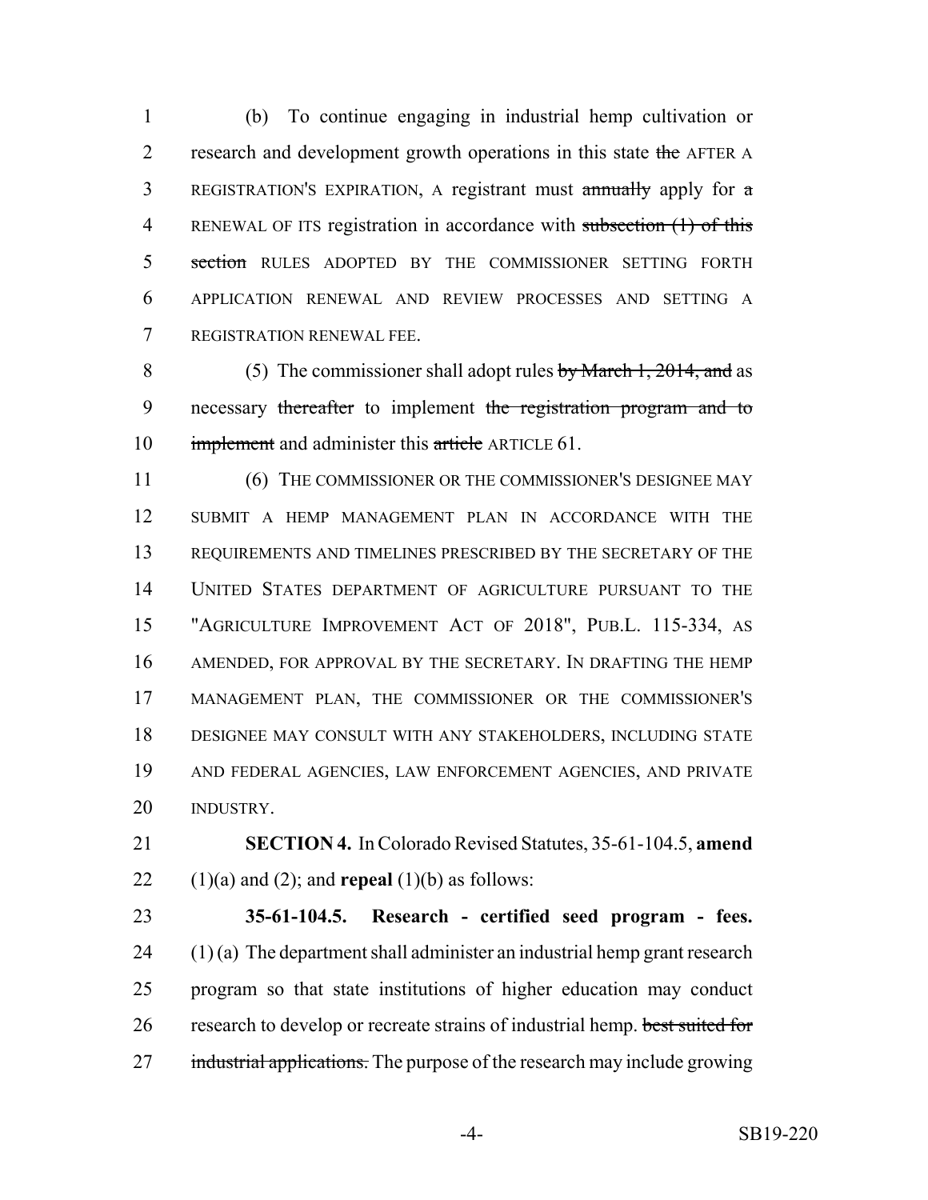(b) To continue engaging in industrial hemp cultivation or research and development growth operations in this state ~~the~~ AFTER A REGISTRATION'S EXPIRATION, A registrant must ~~annually~~ apply for ~~a~~ RENEWAL OF ITS registration in accordance with ~~subsection (1) of this section~~ RULES ADOPTED BY THE COMMISSIONER SETTING FORTH APPLICATION RENEWAL AND REVIEW PROCESSES AND SETTING A REGISTRATION RENEWAL FEE.

(5) The commissioner shall adopt rules ~~by March 1, 2014, and~~ as necessary ~~thereafter~~ to implement ~~the registration program and to implement~~ and administer this ~~article~~ ARTICLE 61.

(6) THE COMMISSIONER OR THE COMMISSIONER'S DESIGNEE MAY SUBMIT A HEMP MANAGEMENT PLAN IN ACCORDANCE WITH THE REQUIREMENTS AND TIMELINES PRESCRIBED BY THE SECRETARY OF THE UNITED STATES DEPARTMENT OF AGRICULTURE PURSUANT TO THE "AGRICULTURE IMPROVEMENT ACT OF 2018", PUB.L. 115-334, AS AMENDED, FOR APPROVAL BY THE SECRETARY. IN DRAFTING THE HEMP MANAGEMENT PLAN, THE COMMISSIONER OR THE COMMISSIONER'S DESIGNEE MAY CONSULT WITH ANY STAKEHOLDERS, INCLUDING STATE AND FEDERAL AGENCIES, LAW ENFORCEMENT AGENCIES, AND PRIVATE INDUSTRY.

**SECTION 4.** In Colorado Revised Statutes, 35-61-104.5, **amend** (1)(a) and (2); and **repeal** (1)(b) as follows:

**35-61-104.5. Research - certified seed program - fees.** (1) (a) The department shall administer an industrial hemp grant research program so that state institutions of higher education may conduct research to develop or recreate strains of industrial hemp. ~~best suited for industrial applications.~~ The purpose of the research may include growing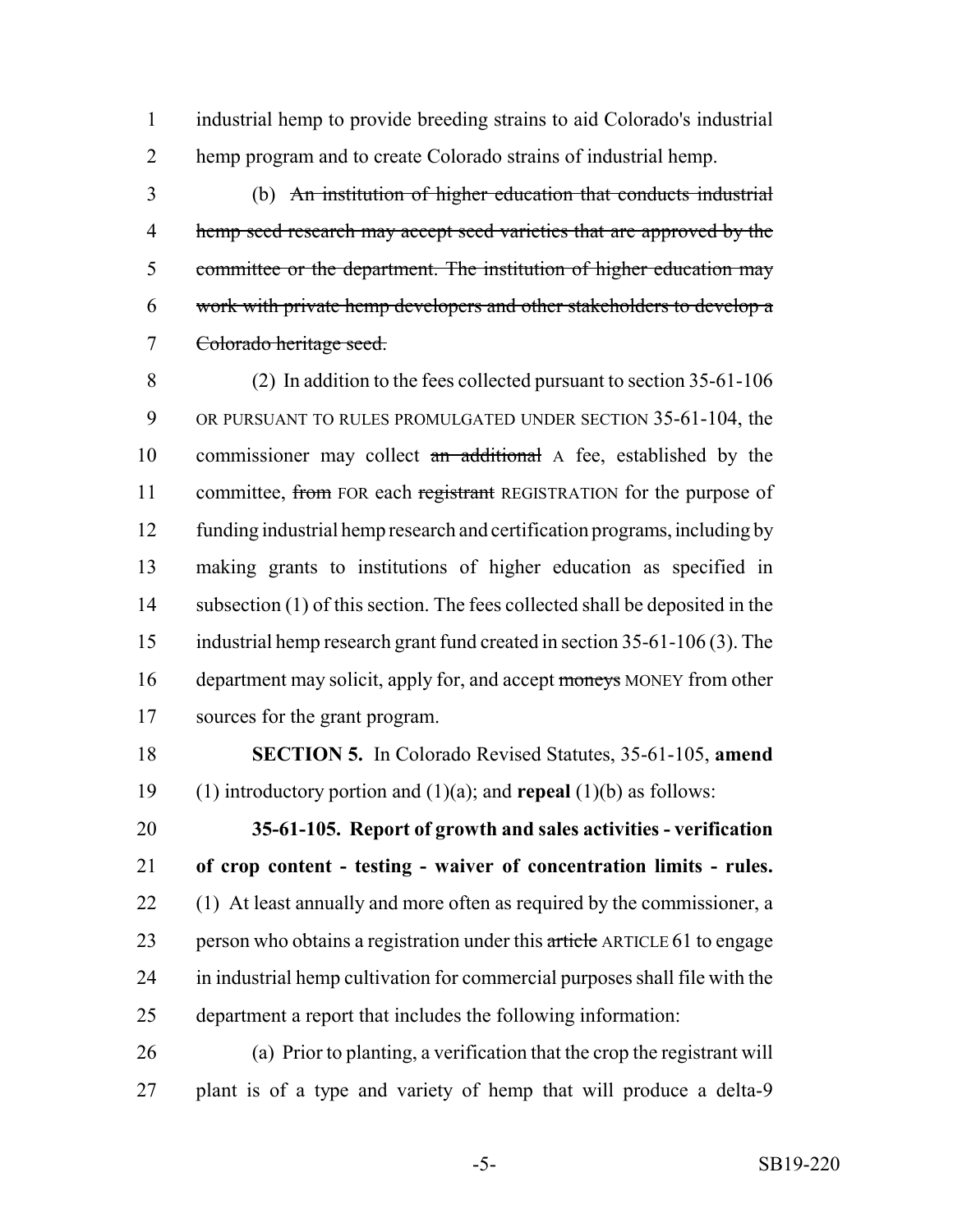industrial hemp to provide breeding strains to aid Colorado's industrial hemp program and to create Colorado strains of industrial hemp.

(b) ~~An institution of higher education that conducts industrial hemp seed research may accept seed varieties that are approved by the committee or the department. The institution of higher education may work with private hemp developers and other stakeholders to develop a Colorado heritage seed.~~

(2) In addition to the fees collected pursuant to section 35-61-106 OR PURSUANT TO RULES PROMULGATED UNDER SECTION 35-61-104, the commissioner may collect ~~an additional~~ A fee, established by the committee, ~~from~~ FOR each ~~registrant~~ REGISTRATION for the purpose of funding industrial hemp research and certification programs, including by making grants to institutions of higher education as specified in subsection (1) of this section. The fees collected shall be deposited in the industrial hemp research grant fund created in section 35-61-106 (3). The department may solicit, apply for, and accept ~~moneys~~ MONEY from other sources for the grant program.

**SECTION 5.** In Colorado Revised Statutes, 35-61-105, **amend** (1) introductory portion and (1)(a); and **repeal** (1)(b) as follows:

**35-61-105. Report of growth and sales activities - verification of crop content - testing - waiver of concentration limits - rules.** (1) At least annually and more often as required by the commissioner, a person who obtains a registration under this ~~article~~ ARTICLE 61 to engage in industrial hemp cultivation for commercial purposes shall file with the department a report that includes the following information:

(a) Prior to planting, a verification that the crop the registrant will plant is of a type and variety of hemp that will produce a delta-9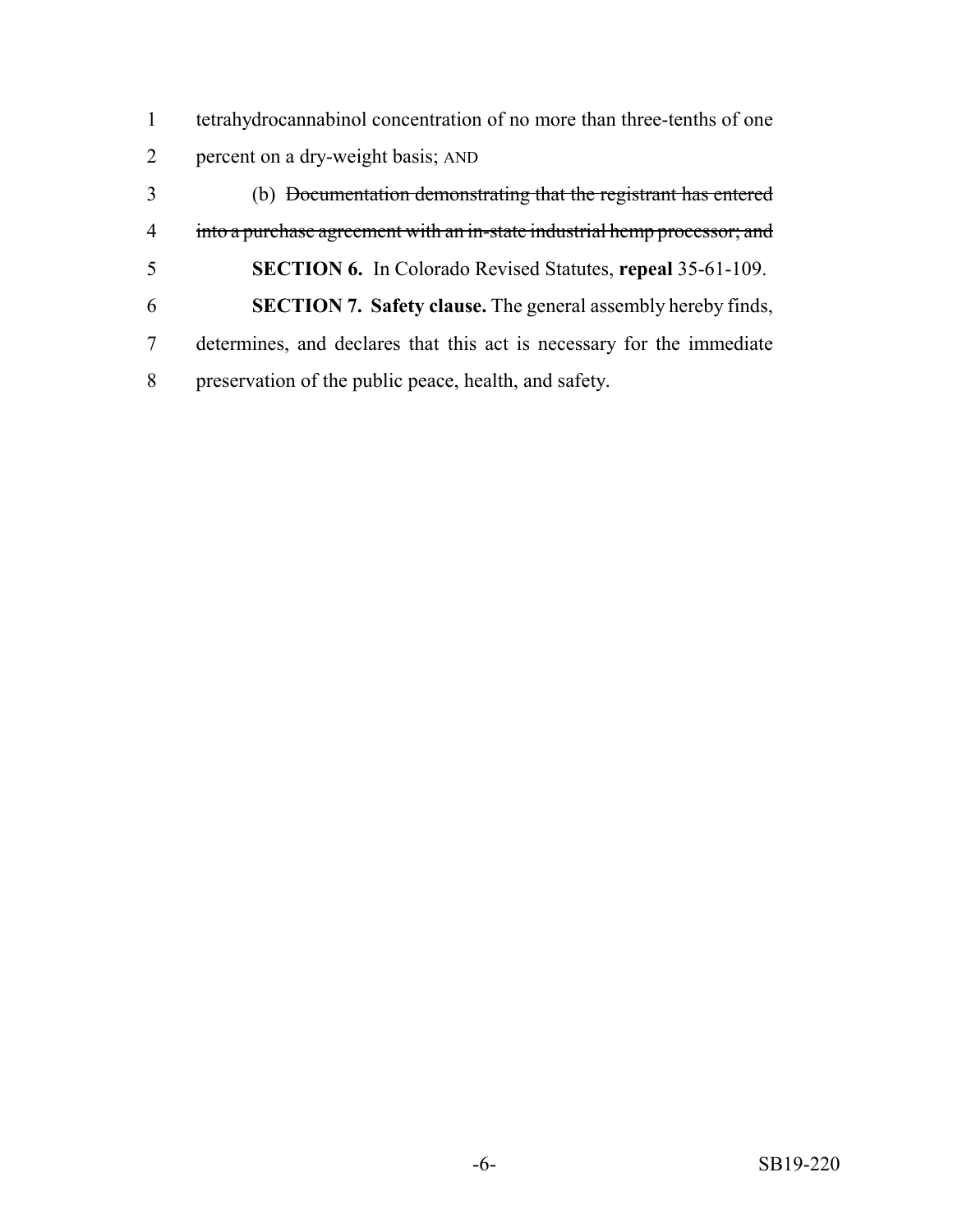tetrahydrocannabinol concentration of no more than three-tenths of one percent on a dry-weight basis; AND

(b) ~~Documentation demonstrating that the registrant has entered into a purchase agreement with an in-state industrial hemp processor; and~~

**SECTION 6.** In Colorado Revised Statutes, **repeal** 35-61-109.

**SECTION 7. Safety clause.** The general assembly hereby finds, determines, and declares that this act is necessary for the immediate preservation of the public peace, health, and safety.